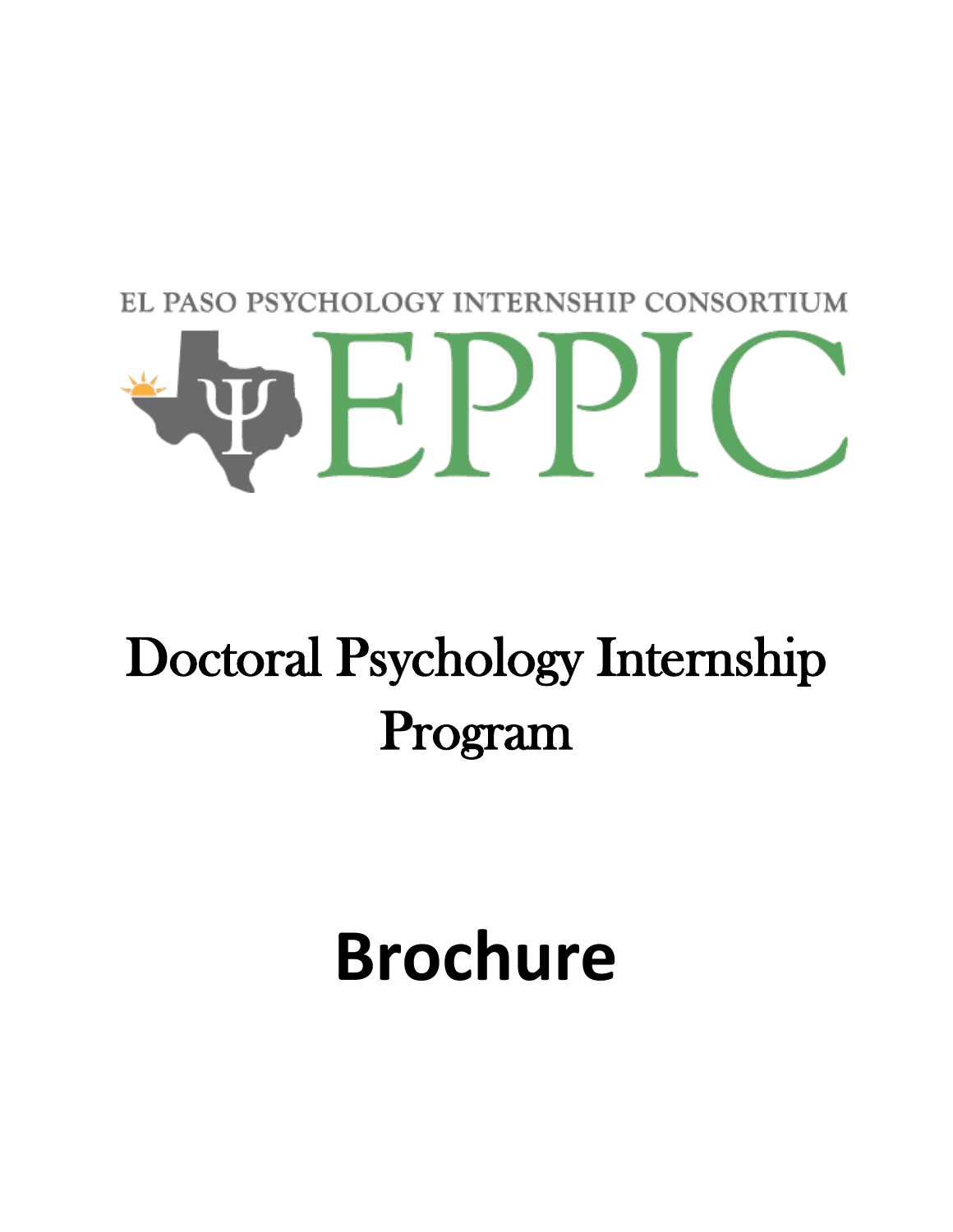EL PASO PSYCHOLOGY INTERNSHIP CONSORTIUM

# EPPIC

## Doctoral Psychology Internship Program

# Brochure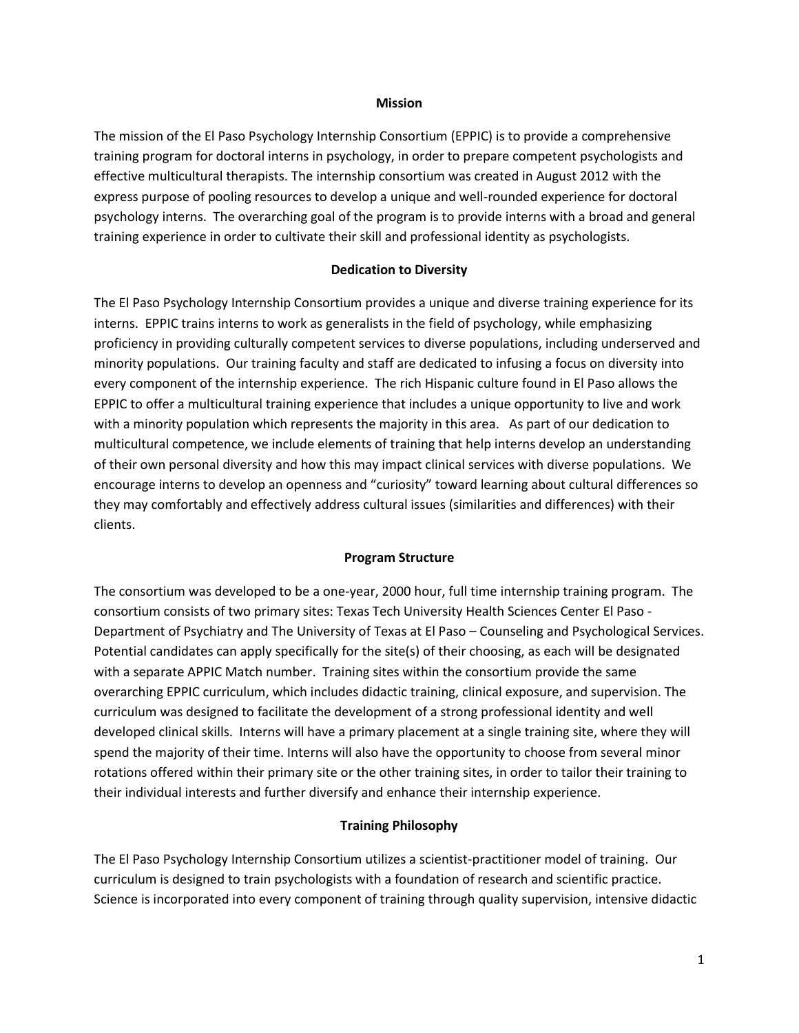## Mission

The mission of the El Paso Psychology Internship Consortium (EPPIC) is to provide a comprehensive training program for doctoral interns in psychology, in order to prepare competent psychologists and effective multicultural therapists. The internship consortium was created in August 2012 with the express purpose of pooling resources to develop a unique and well-rounded experience for doctoral psychology interns. The overarching goal of the program is to provide interns with a broad and general training experience in order to cultivate their skill and professional identity as psychologists.

## Dedication to Diversity

The El Paso Psychology Internship Consortium provides a unique and diverse training experience for its interns. EPPIC trains interns to work as generalists in the field of psychology, while emphasizing proficiency in providing culturally competent services to diverse populations, including underserved and minority populations. Our training faculty and staff are dedicated to infusing a focus on diversity into every component of the internship experience. The rich Hispanic culture found in El Paso allows the EPPIC to offer a multicultural training experience that includes a unique opportunity to live and work with a minority population which represents the majority in this area. As part of our dedication to multicultural competence, we include elements of training that help interns develop an understanding of their own personal diversity and how this may impact clinical services with diverse populations. We encourage interns to develop an openness and "curiosity" toward learning about cultural differences so they may comfortably and effectively address cultural issues (similarities and differences) with their clients.

## Program Structure

The consortium was developed to be a one-year, 2000 hour, full time internship training program. The consortium consists of two primary sites: Texas Tech University Health Sciences Center El Paso - Department of Psychiatry and The University of Texas at El Paso – Counseling and Psychological Services. Potential candidates can apply specifically for the site(s) of their choosing, as each will be designated with a separate APPIC Match number. Training sites within the consortium provide the same overarching EPPIC curriculum, which includes didactic training, clinical exposure, and supervision. The curriculum was designed to facilitate the development of a strong professional identity and well developed clinical skills. Interns will have a primary placement at a single training site, where they will spend the majority of their time. Interns will also have the opportunity to choose from several minor rotations offered within their primary site or the other training sites, in order to tailor their training to their individual interests and further diversify and enhance their internship experience.

## Training Philosophy

The El Paso Psychology Internship Consortium utilizes a scientist-practitioner model of training. Our curriculum is designed to train psychologists with a foundation of research and scientific practice. Science is incorporated into every component of training through quality supervision, intensive didactic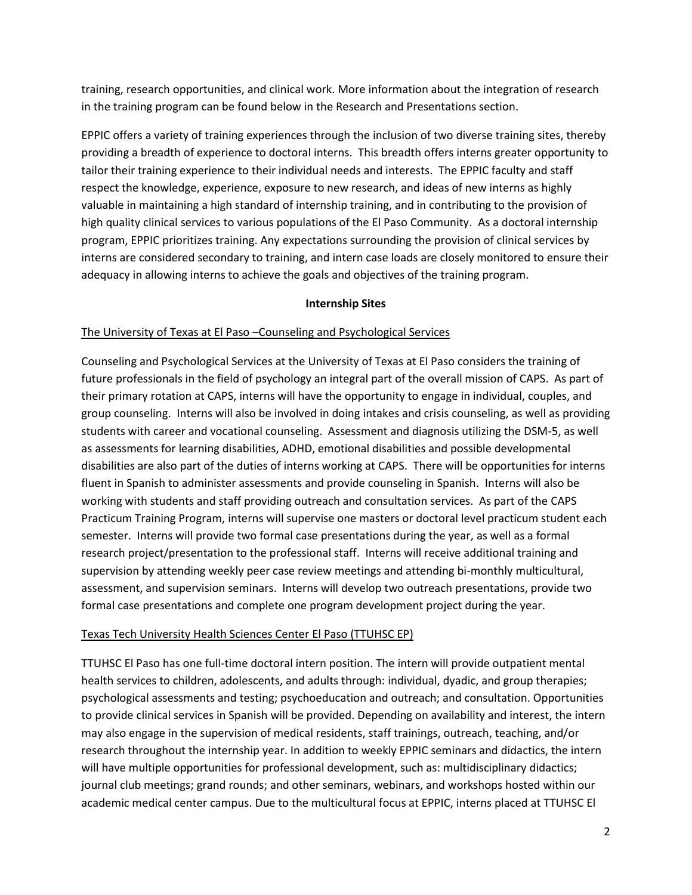training, research opportunities, and clinical work. More information about the integration of research in the training program can be found below in the Research and Presentations section.

EPPIC offers a variety of training experiences through the inclusion of two diverse training sites, thereby providing a breadth of experience to doctoral interns. This breadth offers interns greater opportunity to tailor their training experience to their individual needs and interests. The EPPIC faculty and staff respect the knowledge, experience, exposure to new research, and ideas of new interns as highly valuable in maintaining a high standard of internship training, and in contributing to the provision of high quality clinical services to various populations of the El Paso Community. As a doctoral internship program, EPPIC prioritizes training. Any expectations surrounding the provision of clinical services by interns are considered secondary to training, and intern case loads are closely monitored to ensure their adequacy in allowing interns to achieve the goals and objectives of the training program.

## Internship Sites

### The University of Texas at El Paso –Counseling and Psychological Services

Counseling and Psychological Services at the University of Texas at El Paso considers the training of future professionals in the field of psychology an integral part of the overall mission of CAPS. As part of their primary rotation at CAPS, interns will have the opportunity to engage in individual, couples, and group counseling. Interns will also be involved in doing intakes and crisis counseling, as well as providing students with career and vocational counseling. Assessment and diagnosis utilizing the DSM-5, as well as assessments for learning disabilities, ADHD, emotional disabilities and possible developmental disabilities are also part of the duties of interns working at CAPS. There will be opportunities for interns fluent in Spanish to administer assessments and provide counseling in Spanish. Interns will also be working with students and staff providing outreach and consultation services. As part of the CAPS Practicum Training Program, interns will supervise one masters or doctoral level practicum student each semester. Interns will provide two formal case presentations during the year, as well as a formal research project/presentation to the professional staff. Interns will receive additional training and supervision by attending weekly peer case review meetings and attending bi-monthly multicultural, assessment, and supervision seminars. Interns will develop two outreach presentations, provide two formal case presentations and complete one program development project during the year.

### Texas Tech University Health Sciences Center El Paso (TTUHSC EP)

TTUHSC El Paso has one full-time doctoral intern position. The intern will provide outpatient mental health services to children, adolescents, and adults through: individual, dyadic, and group therapies; psychological assessments and testing; psychoeducation and outreach; and consultation. Opportunities to provide clinical services in Spanish will be provided. Depending on availability and interest, the intern may also engage in the supervision of medical residents, staff trainings, outreach, teaching, and/or research throughout the internship year. In addition to weekly EPPIC seminars and didactics, the intern will have multiple opportunities for professional development, such as: multidisciplinary didactics; journal club meetings; grand rounds; and other seminars, webinars, and workshops hosted within our academic medical center campus. Due to the multicultural focus at EPPIC, interns placed at TTUHSC El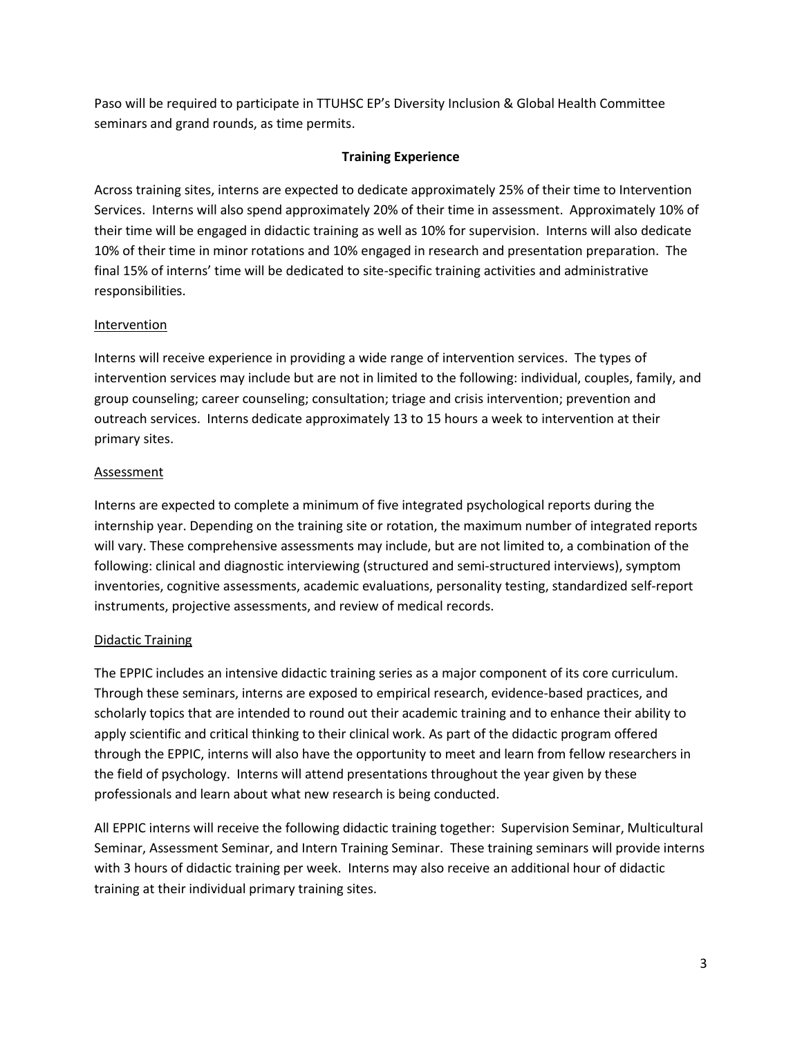Paso will be required to participate in TTUHSC EP's Diversity Inclusion & Global Health Committee seminars and grand rounds, as time permits.

## Training Experience

Across training sites, interns are expected to dedicate approximately 25% of their time to Intervention Services. Interns will also spend approximately 20% of their time in assessment. Approximately 10% of their time will be engaged in didactic training as well as 10% for supervision. Interns will also dedicate 10% of their time in minor rotations and 10% engaged in research and presentation preparation. The final 15% of interns' time will be dedicated to site-specific training activities and administrative responsibilities.

### Intervention

Interns will receive experience in providing a wide range of intervention services. The types of intervention services may include but are not in limited to the following: individual, couples, family, and group counseling; career counseling; consultation; triage and crisis intervention; prevention and outreach services. Interns dedicate approximately 13 to 15 hours a week to intervention at their primary sites.

### Assessment

Interns are expected to complete a minimum of five integrated psychological reports during the internship year. Depending on the training site or rotation, the maximum number of integrated reports will vary. These comprehensive assessments may include, but are not limited to, a combination of the following: clinical and diagnostic interviewing (structured and semi-structured interviews), symptom inventories, cognitive assessments, academic evaluations, personality testing, standardized self-report instruments, projective assessments, and review of medical records.

### Didactic Training

The EPPIC includes an intensive didactic training series as a major component of its core curriculum. Through these seminars, interns are exposed to empirical research, evidence-based practices, and scholarly topics that are intended to round out their academic training and to enhance their ability to apply scientific and critical thinking to their clinical work. As part of the didactic program offered through the EPPIC, interns will also have the opportunity to meet and learn from fellow researchers in the field of psychology. Interns will attend presentations throughout the year given by these professionals and learn about what new research is being conducted.

All EPPIC interns will receive the following didactic training together: Supervision Seminar, Multicultural Seminar, Assessment Seminar, and Intern Training Seminar. These training seminars will provide interns with 3 hours of didactic training per week. Interns may also receive an additional hour of didactic training at their individual primary training sites.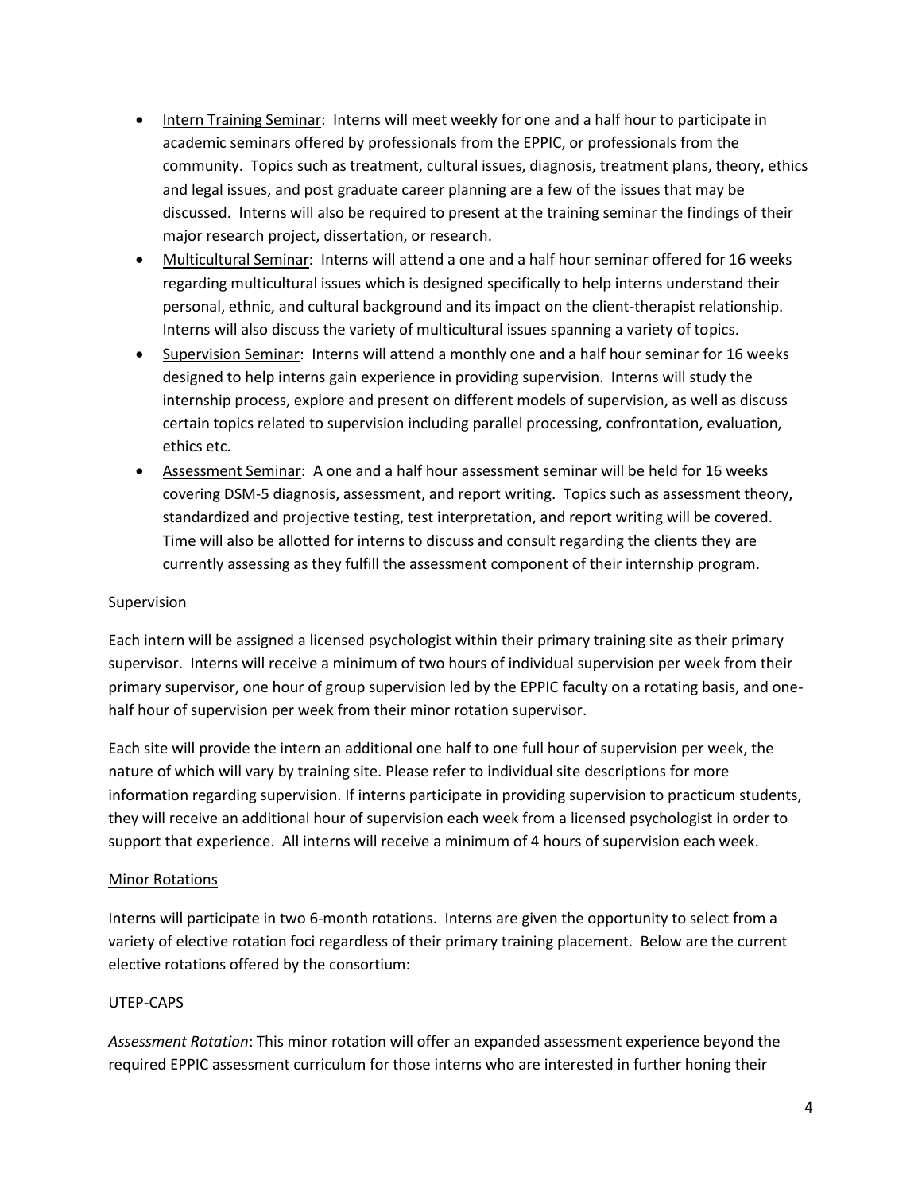- Intern Training Seminar: Interns will meet weekly for one and a half hour to participate in academic seminars offered by professionals from the EPPIC, or professionals from the community. Topics such as treatment, cultural issues, diagnosis, treatment plans, theory, ethics and legal issues, and post graduate career planning are a few of the issues that may be discussed. Interns will also be required to present at the training seminar the findings of their major research project, dissertation, or research.
- Multicultural Seminar: Interns will attend a one and a half hour seminar offered for 16 weeks regarding multicultural issues which is designed specifically to help interns understand their personal, ethnic, and cultural background and its impact on the client-therapist relationship. Interns will also discuss the variety of multicultural issues spanning a variety of topics.
- Supervision Seminar: Interns will attend a monthly one and a half hour seminar for 16 weeks designed to help interns gain experience in providing supervision. Interns will study the internship process, explore and present on different models of supervision, as well as discuss certain topics related to supervision including parallel processing, confrontation, evaluation, ethics etc.
- Assessment Seminar: A one and a half hour assessment seminar will be held for 16 weeks covering DSM-5 diagnosis, assessment, and report writing. Topics such as assessment theory, standardized and projective testing, test interpretation, and report writing will be covered. Time will also be allotted for interns to discuss and consult regarding the clients they are currently assessing as they fulfill the assessment component of their internship program.

## Supervision

Each intern will be assigned a licensed psychologist within their primary training site as their primary supervisor. Interns will receive a minimum of two hours of individual supervision per week from their primary supervisor, one hour of group supervision led by the EPPIC faculty on a rotating basis, and one-half hour of supervision per week from their minor rotation supervisor.

Each site will provide the intern an additional one half to one full hour of supervision per week, the nature of which will vary by training site. Please refer to individual site descriptions for more information regarding supervision. If interns participate in providing supervision to practicum students, they will receive an additional hour of supervision each week from a licensed psychologist in order to support that experience. All interns will receive a minimum of 4 hours of supervision each week.

## Minor Rotations

Interns will participate in two 6-month rotations. Interns are given the opportunity to select from a variety of elective rotation foci regardless of their primary training placement. Below are the current elective rotations offered by the consortium:

### UTEP-CAPS

*Assessment Rotation*: This minor rotation will offer an expanded assessment experience beyond the required EPPIC assessment curriculum for those interns who are interested in further honing their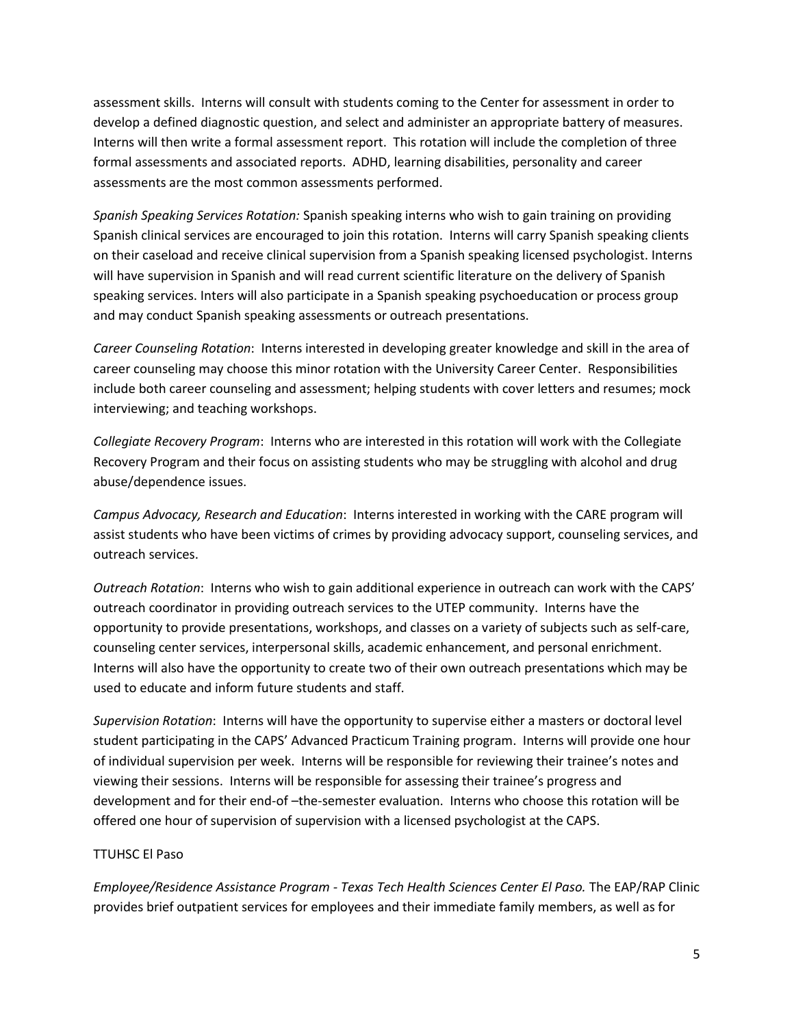assessment skills. Interns will consult with students coming to the Center for assessment in order to develop a defined diagnostic question, and select and administer an appropriate battery of measures. Interns will then write a formal assessment report. This rotation will include the completion of three formal assessments and associated reports. ADHD, learning disabilities, personality and career assessments are the most common assessments performed.

*Spanish Speaking Services Rotation:* Spanish speaking interns who wish to gain training on providing Spanish clinical services are encouraged to join this rotation. Interns will carry Spanish speaking clients on their caseload and receive clinical supervision from a Spanish speaking licensed psychologist. Interns will have supervision in Spanish and will read current scientific literature on the delivery of Spanish speaking services. Inters will also participate in a Spanish speaking psychoeducation or process group and may conduct Spanish speaking assessments or outreach presentations.

*Career Counseling Rotation*: Interns interested in developing greater knowledge and skill in the area of career counseling may choose this minor rotation with the University Career Center. Responsibilities include both career counseling and assessment; helping students with cover letters and resumes; mock interviewing; and teaching workshops.

*Collegiate Recovery Program*: Interns who are interested in this rotation will work with the Collegiate Recovery Program and their focus on assisting students who may be struggling with alcohol and drug abuse/dependence issues.

*Campus Advocacy, Research and Education*: Interns interested in working with the CARE program will assist students who have been victims of crimes by providing advocacy support, counseling services, and outreach services.

*Outreach Rotation*: Interns who wish to gain additional experience in outreach can work with the CAPS' outreach coordinator in providing outreach services to the UTEP community. Interns have the opportunity to provide presentations, workshops, and classes on a variety of subjects such as self-care, counseling center services, interpersonal skills, academic enhancement, and personal enrichment. Interns will also have the opportunity to create two of their own outreach presentations which may be used to educate and inform future students and staff.

*Supervision Rotation*: Interns will have the opportunity to supervise either a masters or doctoral level student participating in the CAPS' Advanced Practicum Training program. Interns will provide one hour of individual supervision per week. Interns will be responsible for reviewing their trainee's notes and viewing their sessions. Interns will be responsible for assessing their trainee's progress and development and for their end-of –the-semester evaluation. Interns who choose this rotation will be offered one hour of supervision of supervision with a licensed psychologist at the CAPS.

TTUHSC El Paso

*Employee/Residence Assistance Program - Texas Tech Health Sciences Center El Paso.* The EAP/RAP Clinic provides brief outpatient services for employees and their immediate family members, as well as for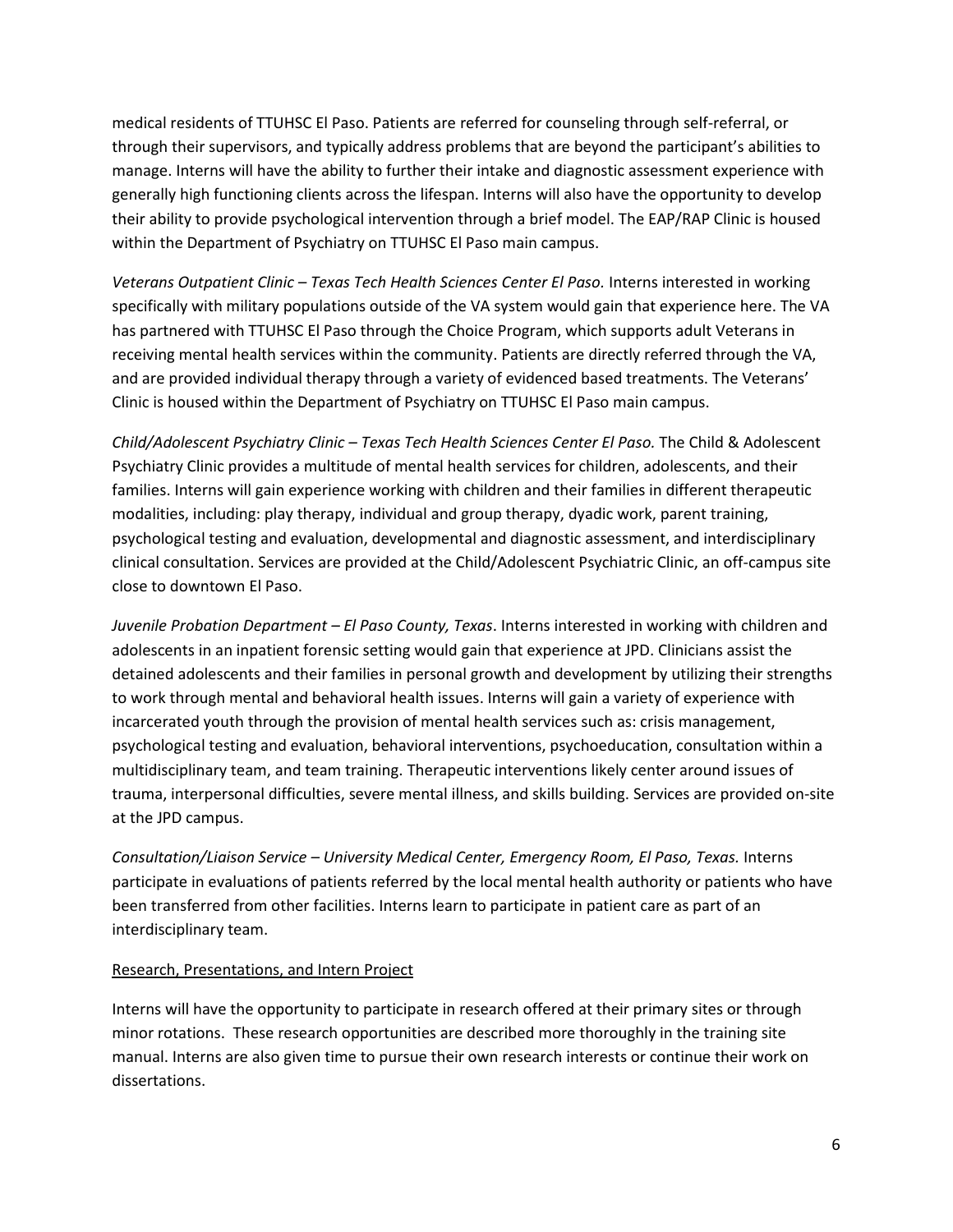medical residents of TTUHSC El Paso. Patients are referred for counseling through self-referral, or through their supervisors, and typically address problems that are beyond the participant's abilities to manage. Interns will have the ability to further their intake and diagnostic assessment experience with generally high functioning clients across the lifespan. Interns will also have the opportunity to develop their ability to provide psychological intervention through a brief model. The EAP/RAP Clinic is housed within the Department of Psychiatry on TTUHSC El Paso main campus.

*Veterans Outpatient Clinic – Texas Tech Health Sciences Center El Paso.* Interns interested in working specifically with military populations outside of the VA system would gain that experience here. The VA has partnered with TTUHSC El Paso through the Choice Program, which supports adult Veterans in receiving mental health services within the community. Patients are directly referred through the VA, and are provided individual therapy through a variety of evidenced based treatments. The Veterans' Clinic is housed within the Department of Psychiatry on TTUHSC El Paso main campus.

*Child/Adolescent Psychiatry Clinic – Texas Tech Health Sciences Center El Paso.* The Child & Adolescent Psychiatry Clinic provides a multitude of mental health services for children, adolescents, and their families. Interns will gain experience working with children and their families in different therapeutic modalities, including: play therapy, individual and group therapy, dyadic work, parent training, psychological testing and evaluation, developmental and diagnostic assessment, and interdisciplinary clinical consultation. Services are provided at the Child/Adolescent Psychiatric Clinic, an off-campus site close to downtown El Paso.

*Juvenile Probation Department – El Paso County, Texas*. Interns interested in working with children and adolescents in an inpatient forensic setting would gain that experience at JPD. Clinicians assist the detained adolescents and their families in personal growth and development by utilizing their strengths to work through mental and behavioral health issues. Interns will gain a variety of experience with incarcerated youth through the provision of mental health services such as: crisis management, psychological testing and evaluation, behavioral interventions, psychoeducation, consultation within a multidisciplinary team, and team training. Therapeutic interventions likely center around issues of trauma, interpersonal difficulties, severe mental illness, and skills building. Services are provided on-site at the JPD campus.

*Consultation/Liaison Service – University Medical Center, Emergency Room, El Paso, Texas.* Interns participate in evaluations of patients referred by the local mental health authority or patients who have been transferred from other facilities. Interns learn to participate in patient care as part of an interdisciplinary team.

<u>Research, Presentations, and Intern Project</u>

Interns will have the opportunity to participate in research offered at their primary sites or through minor rotations. These research opportunities are described more thoroughly in the training site manual. Interns are also given time to pursue their own research interests or continue their work on dissertations.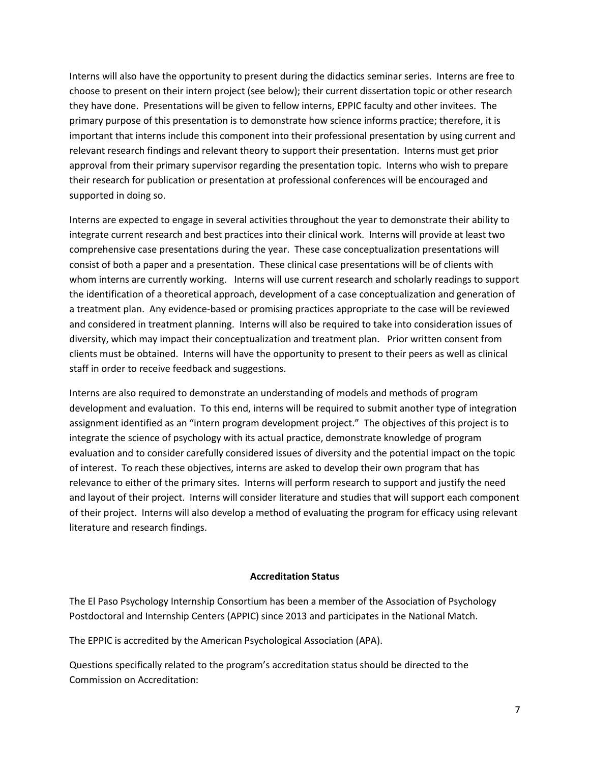Interns will also have the opportunity to present during the didactics seminar series. Interns are free to choose to present on their intern project (see below); their current dissertation topic or other research they have done. Presentations will be given to fellow interns, EPPIC faculty and other invitees. The primary purpose of this presentation is to demonstrate how science informs practice; therefore, it is important that interns include this component into their professional presentation by using current and relevant research findings and relevant theory to support their presentation. Interns must get prior approval from their primary supervisor regarding the presentation topic. Interns who wish to prepare their research for publication or presentation at professional conferences will be encouraged and supported in doing so.

Interns are expected to engage in several activities throughout the year to demonstrate their ability to integrate current research and best practices into their clinical work. Interns will provide at least two comprehensive case presentations during the year. These case conceptualization presentations will consist of both a paper and a presentation. These clinical case presentations will be of clients with whom interns are currently working. Interns will use current research and scholarly readings to support the identification of a theoretical approach, development of a case conceptualization and generation of a treatment plan. Any evidence-based or promising practices appropriate to the case will be reviewed and considered in treatment planning. Interns will also be required to take into consideration issues of diversity, which may impact their conceptualization and treatment plan. Prior written consent from clients must be obtained. Interns will have the opportunity to present to their peers as well as clinical staff in order to receive feedback and suggestions.

Interns are also required to demonstrate an understanding of models and methods of program development and evaluation. To this end, interns will be required to submit another type of integration assignment identified as an "intern program development project." The objectives of this project is to integrate the science of psychology with its actual practice, demonstrate knowledge of program evaluation and to consider carefully considered issues of diversity and the potential impact on the topic of interest. To reach these objectives, interns are asked to develop their own program that has relevance to either of the primary sites. Interns will perform research to support and justify the need and layout of their project. Interns will consider literature and studies that will support each component of their project. Interns will also develop a method of evaluating the program for efficacy using relevant literature and research findings.

## Accreditation Status

The El Paso Psychology Internship Consortium has been a member of the Association of Psychology Postdoctoral and Internship Centers (APPIC) since 2013 and participates in the National Match.

The EPPIC is accredited by the American Psychological Association (APA).

Questions specifically related to the program's accreditation status should be directed to the Commission on Accreditation: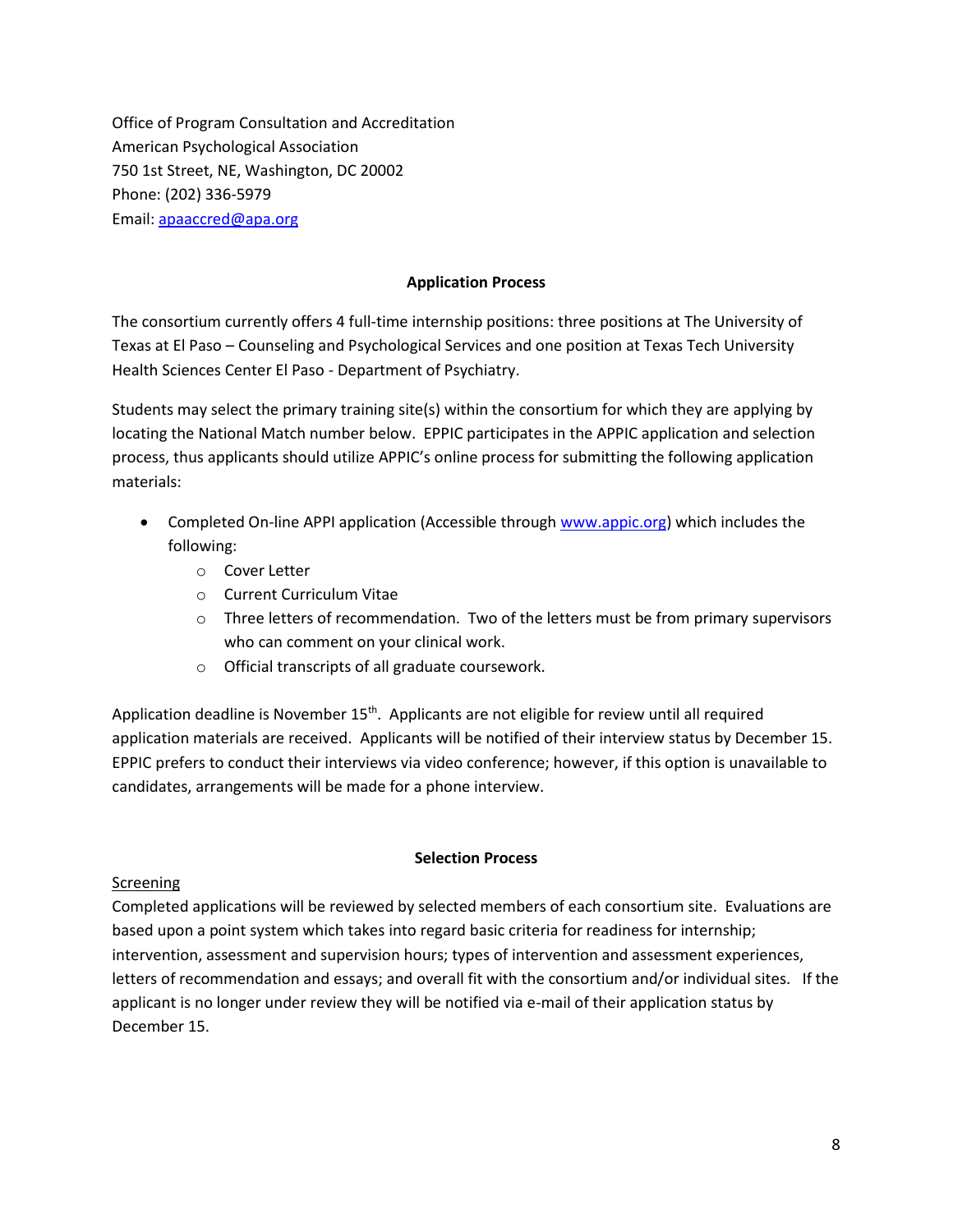Office of Program Consultation and Accreditation
American Psychological Association
750 1st Street, NE, Washington, DC 20002
Phone: (202) 336-5979
Email: apaaccred@apa.org

## Application Process

The consortium currently offers 4 full-time internship positions: three positions at The University of Texas at El Paso – Counseling and Psychological Services and one position at Texas Tech University Health Sciences Center El Paso - Department of Psychiatry.

Students may select the primary training site(s) within the consortium for which they are applying by locating the National Match number below. EPPIC participates in the APPIC application and selection process, thus applicants should utilize APPIC's online process for submitting the following application materials:

- Completed On-line APPI application (Accessible through www.appic.org) which includes the following:
  - Cover Letter
  - Current Curriculum Vitae
  - Three letters of recommendation. Two of the letters must be from primary supervisors who can comment on your clinical work.
  - Official transcripts of all graduate coursework.

Application deadline is November 15th. Applicants are not eligible for review until all required application materials are received. Applicants will be notified of their interview status by December 15. EPPIC prefers to conduct their interviews via video conference; however, if this option is unavailable to candidates, arrangements will be made for a phone interview.

## Selection Process

Screening

Completed applications will be reviewed by selected members of each consortium site. Evaluations are based upon a point system which takes into regard basic criteria for readiness for internship; intervention, assessment and supervision hours; types of intervention and assessment experiences, letters of recommendation and essays; and overall fit with the consortium and/or individual sites. If the applicant is no longer under review they will be notified via e-mail of their application status by December 15.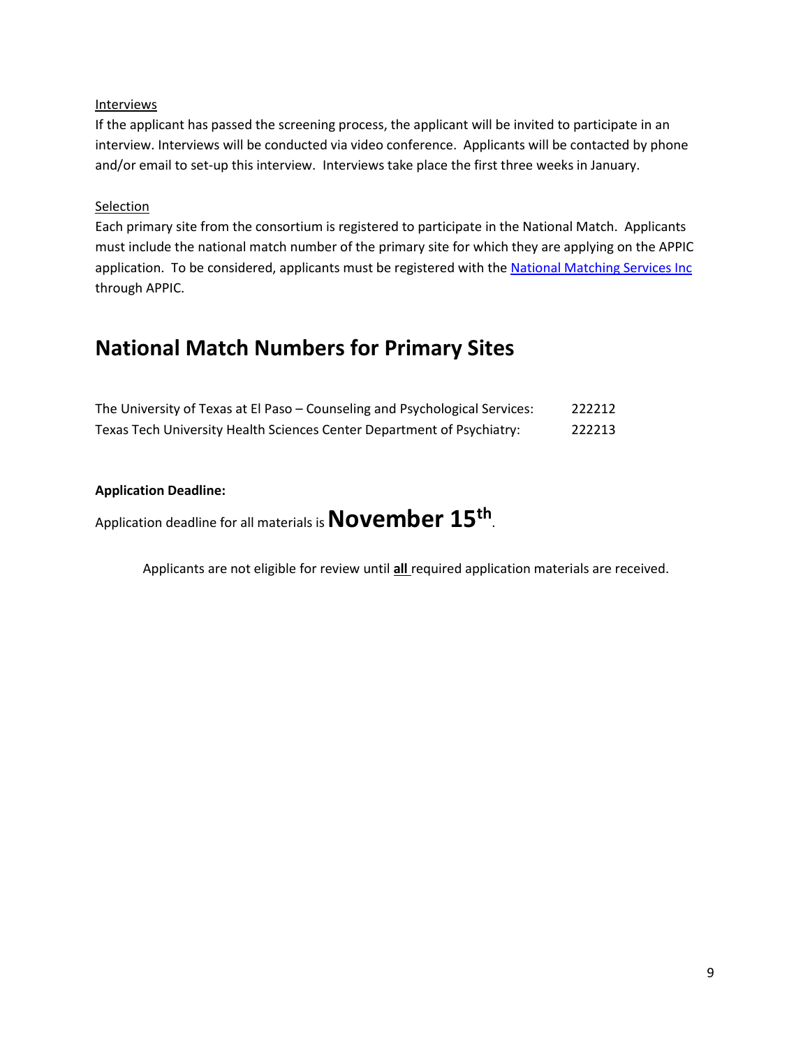Interviews

If the applicant has passed the screening process, the applicant will be invited to participate in an interview. Interviews will be conducted via video conference. Applicants will be contacted by phone and/or email to set-up this interview. Interviews take place the first three weeks in January.

Selection

Each primary site from the consortium is registered to participate in the National Match. Applicants must include the national match number of the primary site for which they are applying on the APPIC application. To be considered, applicants must be registered with the National Matching Services Inc through APPIC.

## National Match Numbers for Primary Sites

| | |
|---|---|
| The University of Texas at El Paso – Counseling and Psychological Services: | 222212 |
| Texas Tech University Health Sciences Center Department of Psychiatry: | 222213 |

**Application Deadline:**

Application deadline for all materials is **November 15th**.

Applicants are not eligible for review until **all** required application materials are received.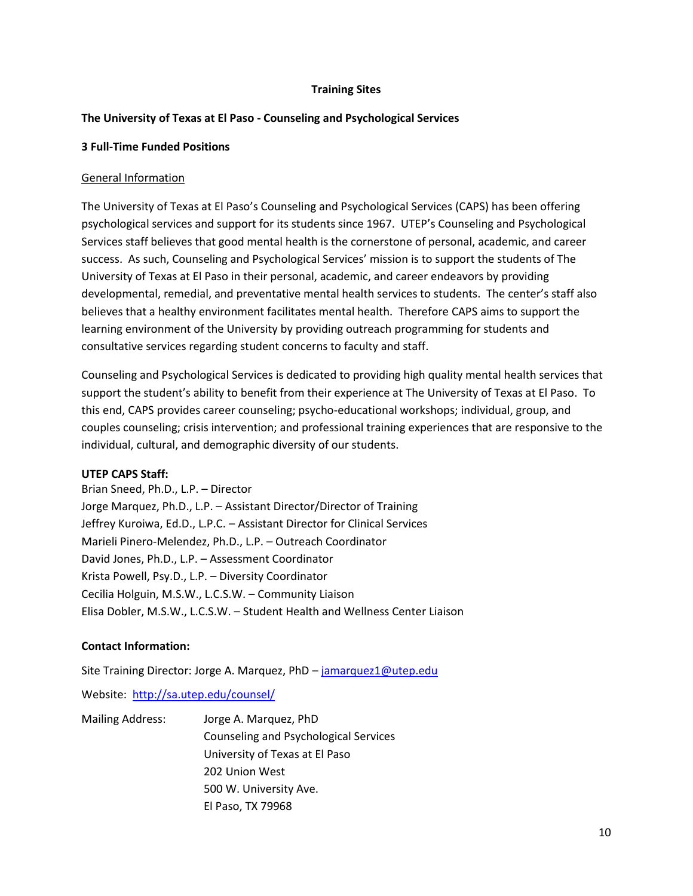## Training Sites

### The University of Texas at El Paso - Counseling and Psychological Services

**3 Full-Time Funded Positions**

General Information

The University of Texas at El Paso's Counseling and Psychological Services (CAPS) has been offering psychological services and support for its students since 1967. UTEP's Counseling and Psychological Services staff believes that good mental health is the cornerstone of personal, academic, and career success. As such, Counseling and Psychological Services' mission is to support the students of The University of Texas at El Paso in their personal, academic, and career endeavors by providing developmental, remedial, and preventative mental health services to students. The center's staff also believes that a healthy environment facilitates mental health. Therefore CAPS aims to support the learning environment of the University by providing outreach programming for students and consultative services regarding student concerns to faculty and staff.

Counseling and Psychological Services is dedicated to providing high quality mental health services that support the student's ability to benefit from their experience at The University of Texas at El Paso. To this end, CAPS provides career counseling; psycho-educational workshops; individual, group, and couples counseling; crisis intervention; and professional training experiences that are responsive to the individual, cultural, and demographic diversity of our students.

**UTEP CAPS Staff:**

Brian Sneed, Ph.D., L.P. – Director
Jorge Marquez, Ph.D., L.P. – Assistant Director/Director of Training
Jeffrey Kuroiwa, Ed.D., L.P.C. – Assistant Director for Clinical Services
Marieli Pinero-Melendez, Ph.D., L.P. – Outreach Coordinator
David Jones, Ph.D., L.P. – Assessment Coordinator
Krista Powell, Psy.D., L.P. – Diversity Coordinator
Cecilia Holguin, M.S.W., L.C.S.W. – Community Liaison
Elisa Dobler, M.S.W., L.C.S.W. – Student Health and Wellness Center Liaison

**Contact Information:**

Site Training Director: Jorge A. Marquez, PhD – jamarquez1@utep.edu

Website: http://sa.utep.edu/counsel/

Mailing Address:

Jorge A. Marquez, PhD
Counseling and Psychological Services
University of Texas at El Paso
202 Union West
500 W. University Ave.
El Paso, TX 79968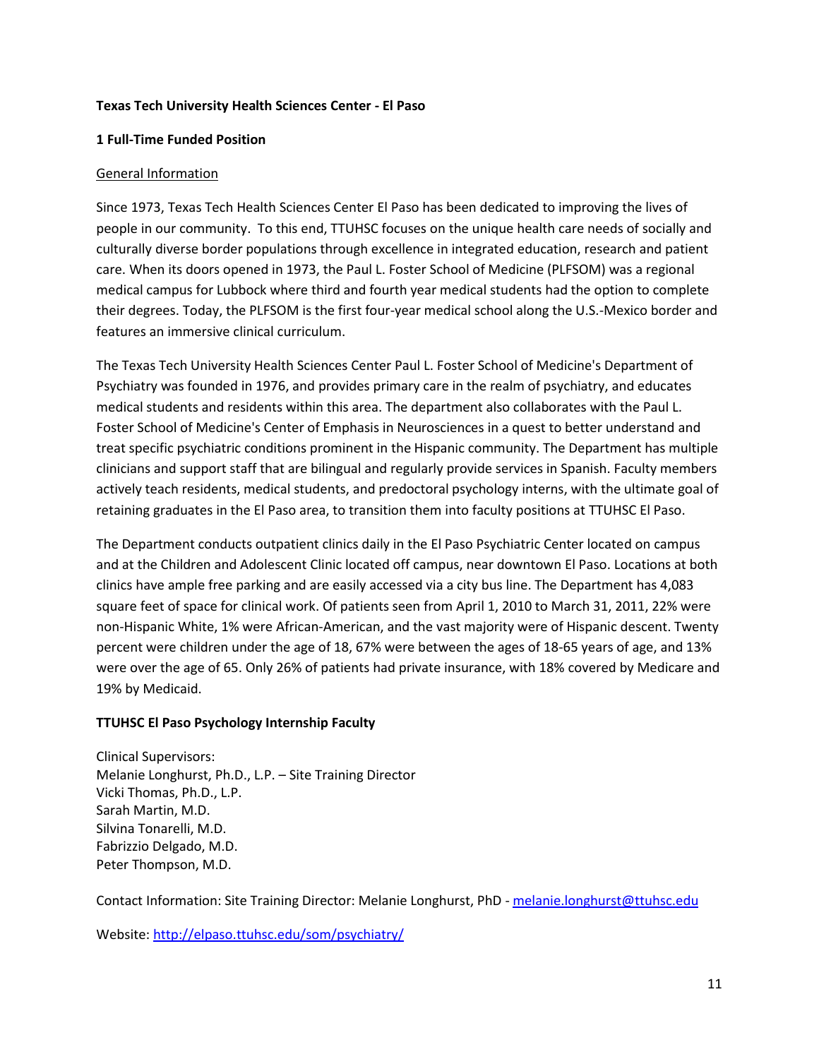**Texas Tech University Health Sciences Center - El Paso**

**1 Full-Time Funded Position**

General Information

Since 1973, Texas Tech Health Sciences Center El Paso has been dedicated to improving the lives of people in our community. To this end, TTUHSC focuses on the unique health care needs of socially and culturally diverse border populations through excellence in integrated education, research and patient care. When its doors opened in 1973, the Paul L. Foster School of Medicine (PLFSOM) was a regional medical campus for Lubbock where third and fourth year medical students had the option to complete their degrees. Today, the PLFSOM is the first four-year medical school along the U.S.-Mexico border and features an immersive clinical curriculum.

The Texas Tech University Health Sciences Center Paul L. Foster School of Medicine's Department of Psychiatry was founded in 1976, and provides primary care in the realm of psychiatry, and educates medical students and residents within this area. The department also collaborates with the Paul L. Foster School of Medicine's Center of Emphasis in Neurosciences in a quest to better understand and treat specific psychiatric conditions prominent in the Hispanic community. The Department has multiple clinicians and support staff that are bilingual and regularly provide services in Spanish. Faculty members actively teach residents, medical students, and predoctoral psychology interns, with the ultimate goal of retaining graduates in the El Paso area, to transition them into faculty positions at TTUHSC El Paso.

The Department conducts outpatient clinics daily in the El Paso Psychiatric Center located on campus and at the Children and Adolescent Clinic located off campus, near downtown El Paso. Locations at both clinics have ample free parking and are easily accessed via a city bus line. The Department has 4,083 square feet of space for clinical work. Of patients seen from April 1, 2010 to March 31, 2011, 22% were non-Hispanic White, 1% were African-American, and the vast majority were of Hispanic descent. Twenty percent were children under the age of 18, 67% were between the ages of 18-65 years of age, and 13% were over the age of 65. Only 26% of patients had private insurance, with 18% covered by Medicare and 19% by Medicaid.

**TTUHSC El Paso Psychology Internship Faculty**

Clinical Supervisors:
Melanie Longhurst, Ph.D., L.P. – Site Training Director
Vicki Thomas, Ph.D., L.P.
Sarah Martin, M.D.
Silvina Tonarelli, M.D.
Fabrizzio Delgado, M.D.
Peter Thompson, M.D.

Contact Information: Site Training Director: Melanie Longhurst, PhD - melanie.longhurst@ttuhsc.edu

Website: http://elpaso.ttuhsc.edu/som/psychiatry/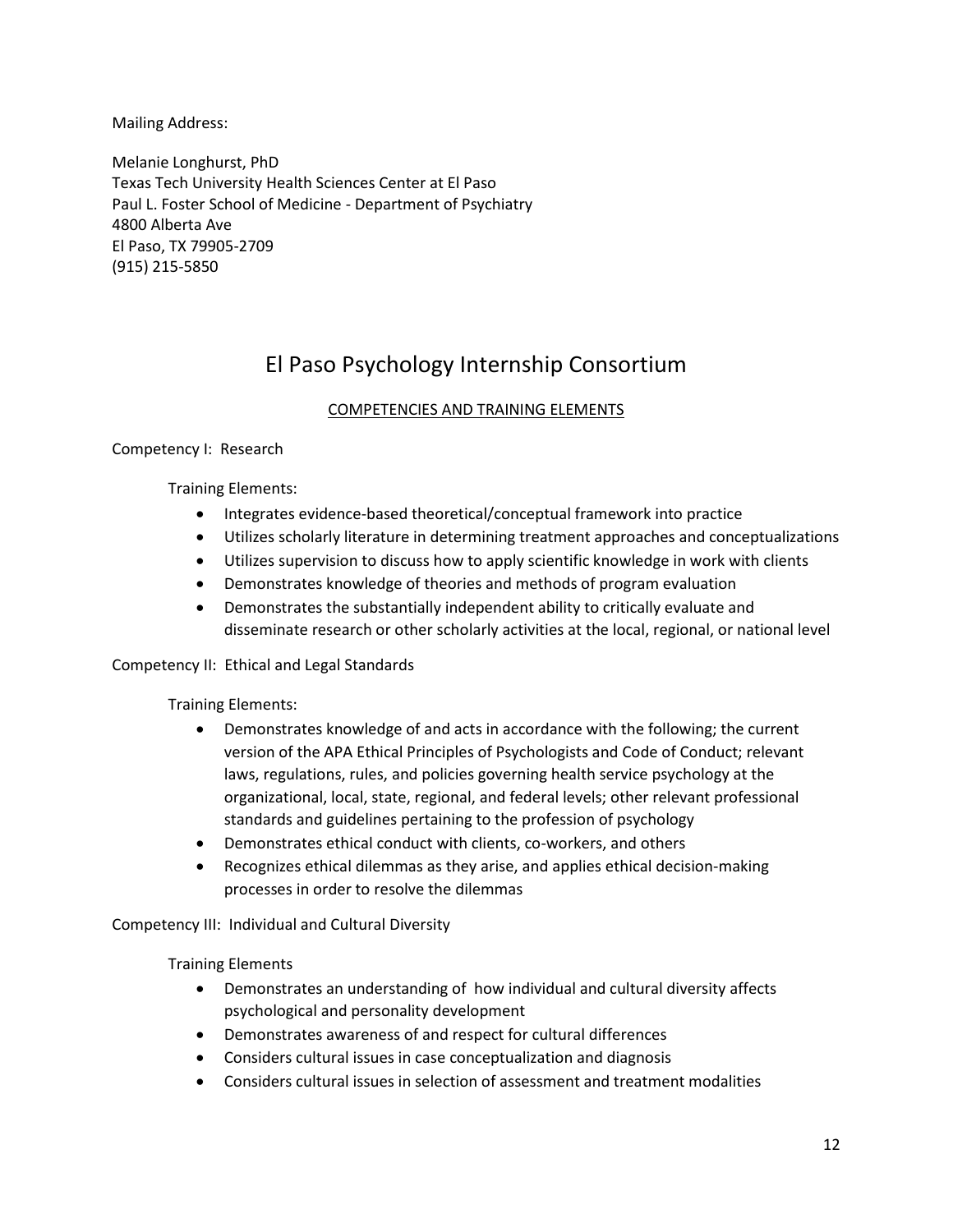Mailing Address:

Melanie Longhurst, PhD
Texas Tech University Health Sciences Center at El Paso
Paul L. Foster School of Medicine - Department of Psychiatry
4800 Alberta Ave
El Paso, TX 79905-2709
(915) 215-5850

# El Paso Psychology Internship Consortium

## COMPETENCIES AND TRAINING ELEMENTS

Competency I: Research

Training Elements:

- Integrates evidence-based theoretical/conceptual framework into practice
- Utilizes scholarly literature in determining treatment approaches and conceptualizations
- Utilizes supervision to discuss how to apply scientific knowledge in work with clients
- Demonstrates knowledge of theories and methods of program evaluation
- Demonstrates the substantially independent ability to critically evaluate and disseminate research or other scholarly activities at the local, regional, or national level

Competency II: Ethical and Legal Standards

Training Elements:

- Demonstrates knowledge of and acts in accordance with the following; the current version of the APA Ethical Principles of Psychologists and Code of Conduct; relevant laws, regulations, rules, and policies governing health service psychology at the organizational, local, state, regional, and federal levels; other relevant professional standards and guidelines pertaining to the profession of psychology
- Demonstrates ethical conduct with clients, co-workers, and others
- Recognizes ethical dilemmas as they arise, and applies ethical decision-making processes in order to resolve the dilemmas

Competency III: Individual and Cultural Diversity

Training Elements

- Demonstrates an understanding of how individual and cultural diversity affects psychological and personality development
- Demonstrates awareness of and respect for cultural differences
- Considers cultural issues in case conceptualization and diagnosis
- Considers cultural issues in selection of assessment and treatment modalities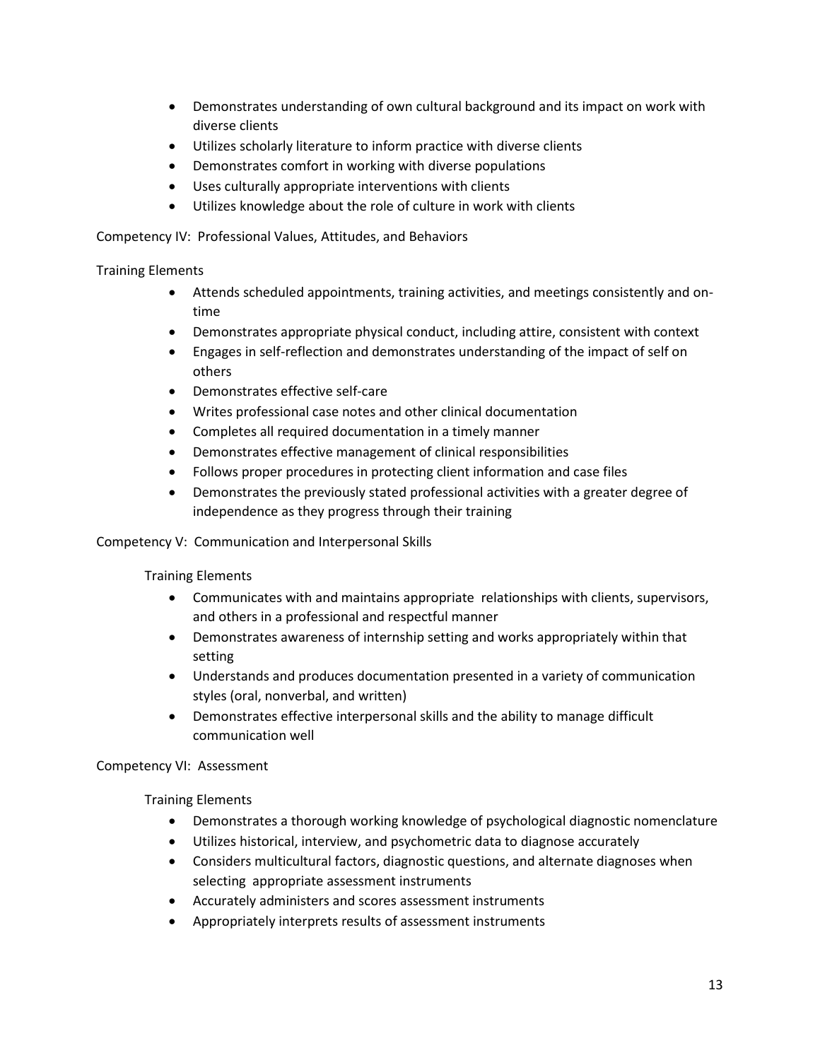- Demonstrates understanding of own cultural background and its impact on work with diverse clients
- Utilizes scholarly literature to inform practice with diverse clients
- Demonstrates comfort in working with diverse populations
- Uses culturally appropriate interventions with clients
- Utilizes knowledge about the role of culture in work with clients

Competency IV: Professional Values, Attitudes, and Behaviors

Training Elements

- Attends scheduled appointments, training activities, and meetings consistently and on-time
- Demonstrates appropriate physical conduct, including attire, consistent with context
- Engages in self-reflection and demonstrates understanding of the impact of self on others
- Demonstrates effective self-care
- Writes professional case notes and other clinical documentation
- Completes all required documentation in a timely manner
- Demonstrates effective management of clinical responsibilities
- Follows proper procedures in protecting client information and case files
- Demonstrates the previously stated professional activities with a greater degree of independence as they progress through their training

Competency V: Communication and Interpersonal Skills

Training Elements

- Communicates with and maintains appropriate relationships with clients, supervisors, and others in a professional and respectful manner
- Demonstrates awareness of internship setting and works appropriately within that setting
- Understands and produces documentation presented in a variety of communication styles (oral, nonverbal, and written)
- Demonstrates effective interpersonal skills and the ability to manage difficult communication well

Competency VI: Assessment

Training Elements

- Demonstrates a thorough working knowledge of psychological diagnostic nomenclature
- Utilizes historical, interview, and psychometric data to diagnose accurately
- Considers multicultural factors, diagnostic questions, and alternate diagnoses when selecting appropriate assessment instruments
- Accurately administers and scores assessment instruments
- Appropriately interprets results of assessment instruments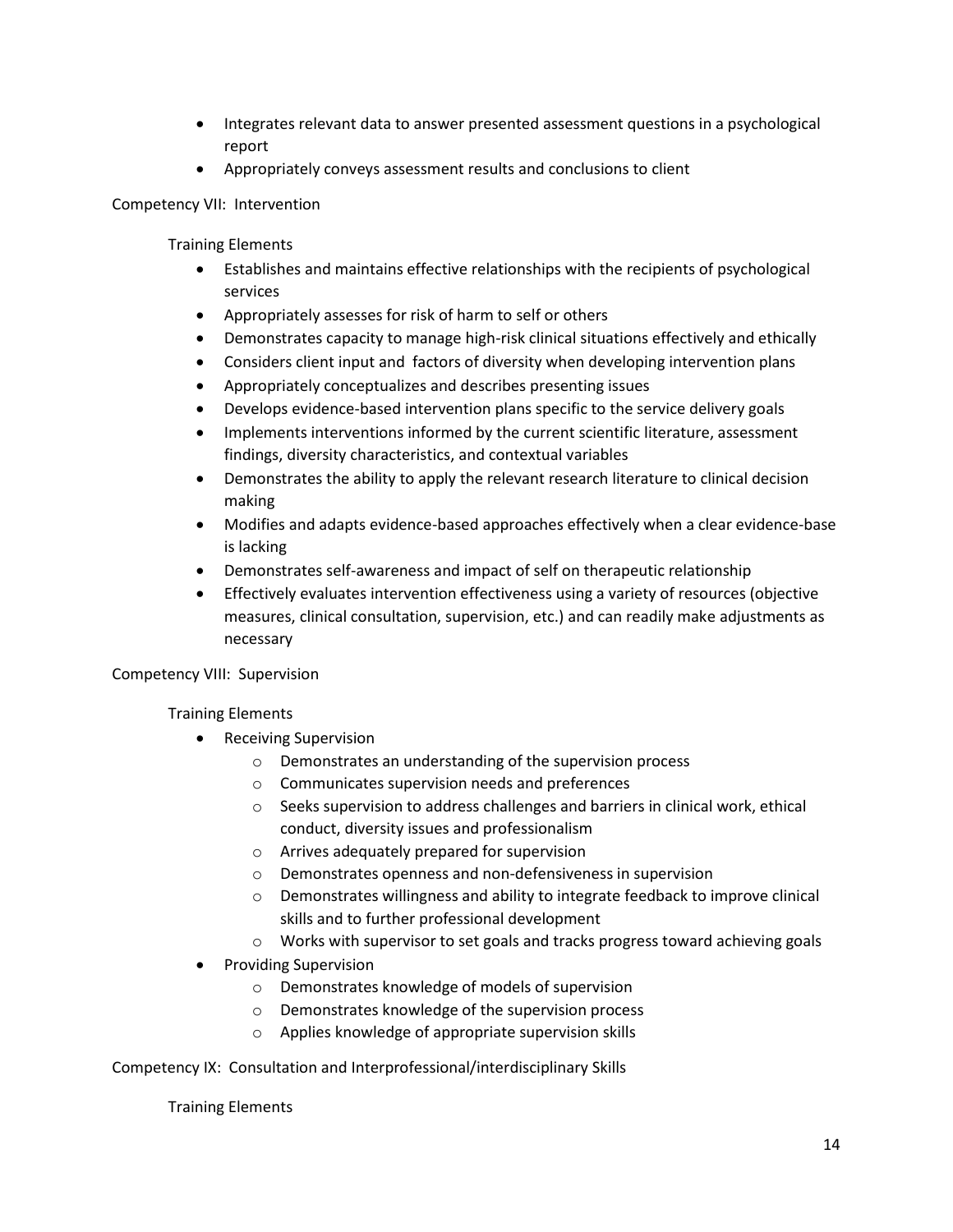- Integrates relevant data to answer presented assessment questions in a psychological report
- Appropriately conveys assessment results and conclusions to client

Competency VII: Intervention

Training Elements

- Establishes and maintains effective relationships with the recipients of psychological services
- Appropriately assesses for risk of harm to self or others
- Demonstrates capacity to manage high-risk clinical situations effectively and ethically
- Considers client input and factors of diversity when developing intervention plans
- Appropriately conceptualizes and describes presenting issues
- Develops evidence-based intervention plans specific to the service delivery goals
- Implements interventions informed by the current scientific literature, assessment findings, diversity characteristics, and contextual variables
- Demonstrates the ability to apply the relevant research literature to clinical decision making
- Modifies and adapts evidence-based approaches effectively when a clear evidence-base is lacking
- Demonstrates self-awareness and impact of self on therapeutic relationship
- Effectively evaluates intervention effectiveness using a variety of resources (objective measures, clinical consultation, supervision, etc.) and can readily make adjustments as necessary

Competency VIII: Supervision

Training Elements

- Receiving Supervision
  - Demonstrates an understanding of the supervision process
  - Communicates supervision needs and preferences
  - Seeks supervision to address challenges and barriers in clinical work, ethical conduct, diversity issues and professionalism
  - Arrives adequately prepared for supervision
  - Demonstrates openness and non-defensiveness in supervision
  - Demonstrates willingness and ability to integrate feedback to improve clinical skills and to further professional development
  - Works with supervisor to set goals and tracks progress toward achieving goals
- Providing Supervision
  - Demonstrates knowledge of models of supervision
  - Demonstrates knowledge of the supervision process
  - Applies knowledge of appropriate supervision skills

Competency IX: Consultation and Interprofessional/interdisciplinary Skills

Training Elements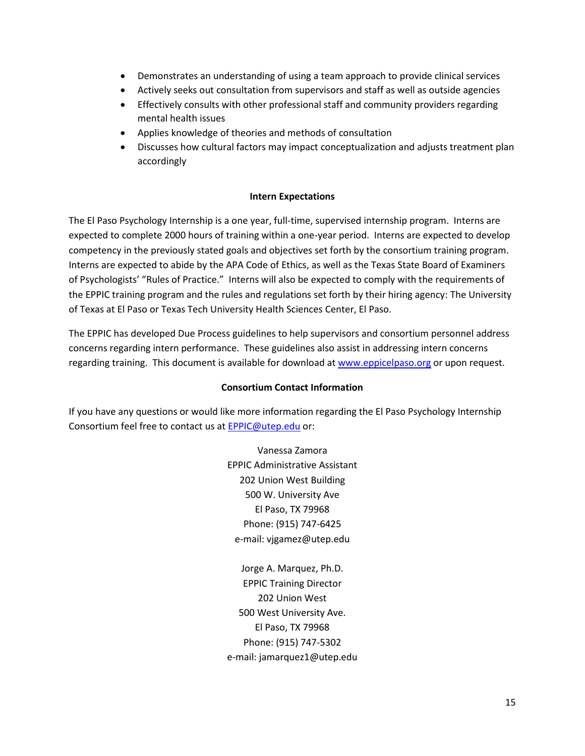- Demonstrates an understanding of using a team approach to provide clinical services
- Actively seeks out consultation from supervisors and staff as well as outside agencies
- Effectively consults with other professional staff and community providers regarding mental health issues
- Applies knowledge of theories and methods of consultation
- Discusses how cultural factors may impact conceptualization and adjusts treatment plan accordingly

## Intern Expectations

The El Paso Psychology Internship is a one year, full-time, supervised internship program. Interns are expected to complete 2000 hours of training within a one-year period. Interns are expected to develop competency in the previously stated goals and objectives set forth by the consortium training program. Interns are expected to abide by the APA Code of Ethics, as well as the Texas State Board of Examiners of Psychologists' "Rules of Practice." Interns will also be expected to comply with the requirements of the EPPIC training program and the rules and regulations set forth by their hiring agency: The University of Texas at El Paso or Texas Tech University Health Sciences Center, El Paso.

The EPPIC has developed Due Process guidelines to help supervisors and consortium personnel address concerns regarding intern performance. These guidelines also assist in addressing intern concerns regarding training. This document is available for download at www.eppicelpaso.org or upon request.

## Consortium Contact Information

If you have any questions or would like more information regarding the El Paso Psychology Internship Consortium feel free to contact us at EPPIC@utep.edu or:

Vanessa Zamora
EPPIC Administrative Assistant
202 Union West Building
500 W. University Ave
El Paso, TX 79968
Phone: (915) 747-6425
e-mail: vjgamez@utep.edu

Jorge A. Marquez, Ph.D.
EPPIC Training Director
202 Union West
500 West University Ave.
El Paso, TX 79968
Phone: (915) 747-5302
e-mail: jamarquez1@utep.edu